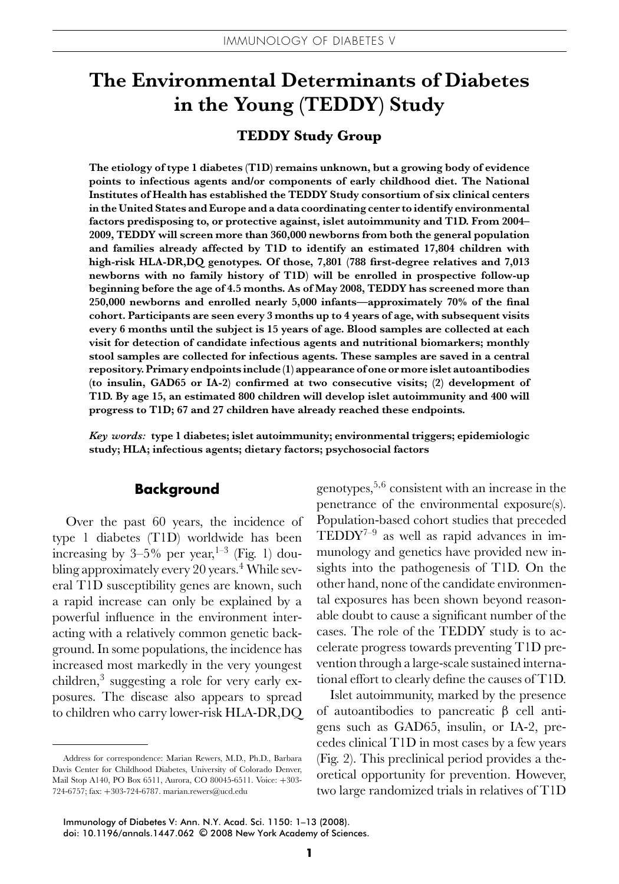# The Environmental Determinants of Diabetes in the Young (TEDDY) Study

**TEDDY Study Group**

**The etiology of type 1 diabetes (T1D) remains unknown, but a growing body of evidence points to infectious agents and/or components of early childhood diet. The National Institutes of Health has established the TEDDY Study consortium of six clinical centers in the United States and Europe and a data coordinating center to identify environmental factors predisposing to, or protective against, islet autoimmunity and T1D. From 2004–2009, TEDDY will screen more than 360,000 newborns from both the general population and families already affected by T1D to identify an estimated 17,804 children with high-risk HLA-DR,DQ genotypes. Of those, 7,801 (788 first-degree relatives and 7,013 newborns with no family history of T1D) will be enrolled in prospective follow-up beginning before the age of 4.5 months. As of May 2008, TEDDY has screened more than 250,000 newborns and enrolled nearly 5,000 infants—approximately 70% of the final cohort. Participants are seen every 3 months up to 4 years of age, with subsequent visits every 6 months until the subject is 15 years of age. Blood samples are collected at each visit for detection of candidate infectious agents and nutritional biomarkers; monthly stool samples are collected for infectious agents. These samples are saved in a central repository. Primary endpoints include (1) appearance of one or more islet autoantibodies (to insulin, GAD65 or IA-2) confirmed at two consecutive visits; (2) development of T1D. By age 15, an estimated 800 children will develop islet autoimmunity and 400 will progress to T1D; 67 and 27 children have already reached these endpoints.**

*Key words:* **type 1 diabetes; islet autoimmunity; environmental triggers; epidemiologic study; HLA; infectious agents; dietary factors; psychosocial factors**

## Background

Over the past 60 years, the incidence of type 1 diabetes (T1D) worldwide has been increasing by 3–5% per year,[1–3] (Fig. 1) doubling approximately every 20 years.[4] While several T1D susceptibility genes are known, such a rapid increase can only be explained by a powerful influence in the environment interacting with a relatively common genetic background. In some populations, the incidence has increased most markedly in the very youngest children,[3] suggesting a role for very early exposures. The disease also appears to spread to children who carry lower-risk HLA-DR,DQ genotypes,[5,6] consistent with an increase in the penetrance of the environmental exposure(s). Population-based cohort studies that preceded TEDDY[7–9] as well as rapid advances in immunology and genetics have provided new insights into the pathogenesis of T1D. On the other hand, none of the candidate environmental exposures has been shown beyond reasonable doubt to cause a significant number of the cases. The role of the TEDDY study is to accelerate progress towards preventing T1D prevention through a large-scale sustained international effort to clearly define the causes of T1D.

Islet autoimmunity, marked by the presence of autoantibodies to pancreatic β cell antigens such as GAD65, insulin, or IA-2, precedes clinical T1D in most cases by a few years (Fig. 2). This preclinical period provides a theoretical opportunity for prevention. However, two large randomized trials in relatives of T1D

---

Address for correspondence: Marian Rewers, M.D., Ph.D., Barbara Davis Center for Childhood Diabetes, University of Colorado Denver, Mail Stop A140, PO Box 6511, Aurora, CO 80045-6511. Voice: +303-724-6757; fax: +303-724-6787. marian.rewers@ucd.edu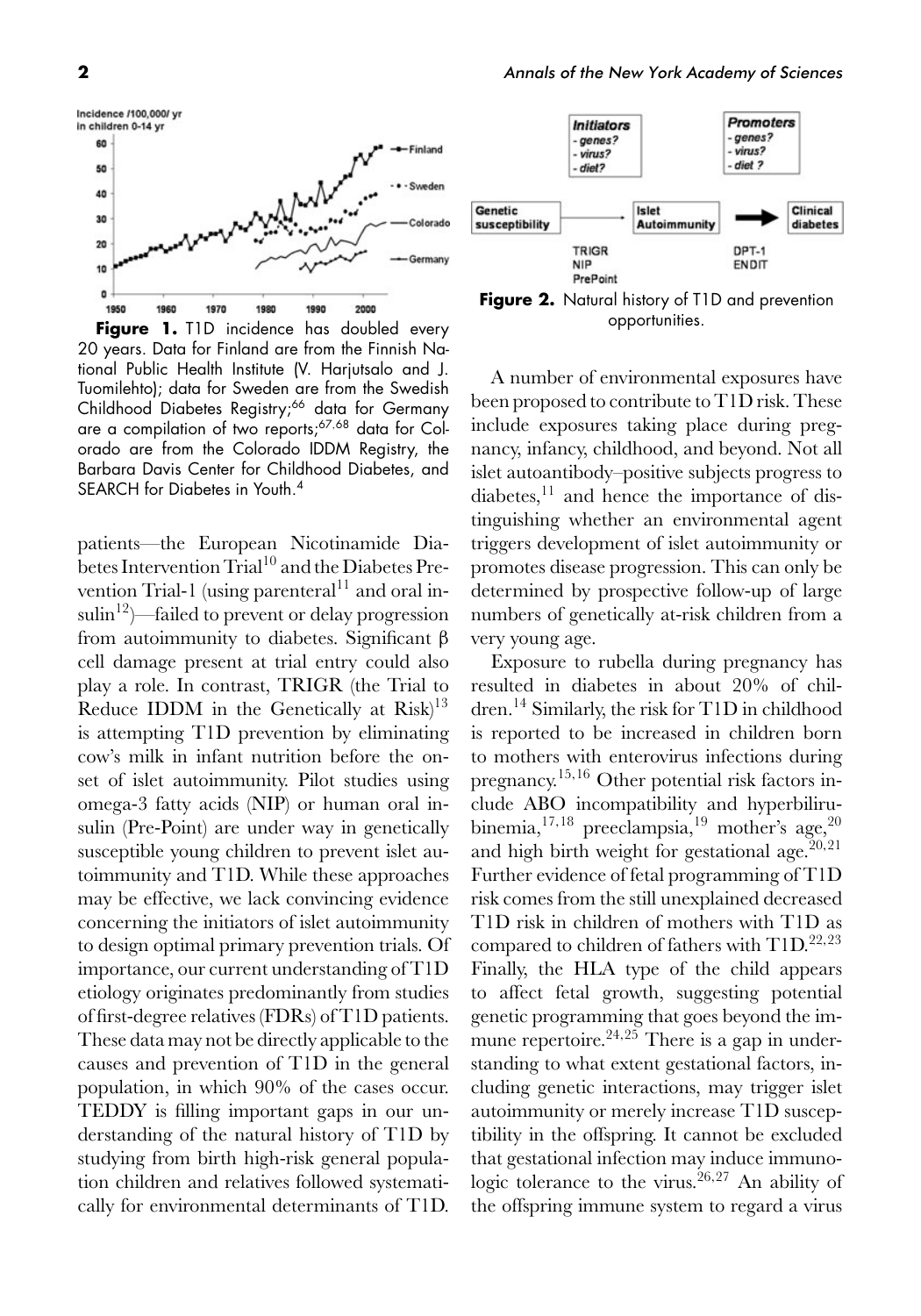**Figure 1.** T1D incidence has doubled every 20 years. Data for Finland are from the Finnish National Public Health Institute (V. Harjutsalo and J. Tuomilehto); data for Sweden are from the Swedish Childhood Diabetes Registry;[66] data for Germany are a compilation of two reports;[67,68] data for Colorado are from the Colorado IDDM Registry, the Barbara Davis Center for Childhood Diabetes, and SEARCH for Diabetes in Youth.[4]

**Figure 2.** Natural history of T1D and prevention opportunities.

patients—the European Nicotinamide Diabetes Intervention Trial[10] and the Diabetes Prevention Trial-1 (using parenteral[11] and oral insulin[12])—failed to prevent or delay progression from autoimmunity to diabetes. Significant β cell damage present at trial entry could also play a role. In contrast, TRIGR (the Trial to Reduce IDDM in the Genetically at Risk)[13] is attempting T1D prevention by eliminating cow's milk in infant nutrition before the onset of islet autoimmunity. Pilot studies using omega-3 fatty acids (NIP) or human oral insulin (Pre-Point) are under way in genetically susceptible young children to prevent islet autoimmunity and T1D. While these approaches may be effective, we lack convincing evidence concerning the initiators of islet autoimmunity to design optimal primary prevention trials. Of importance, our current understanding of T1D etiology originates predominantly from studies of first-degree relatives (FDRs) of T1D patients. These data may not be directly applicable to the causes and prevention of T1D in the general population, in which 90% of the cases occur. TEDDY is filling important gaps in our understanding of the natural history of T1D by studying from birth high-risk general population children and relatives followed systematically for environmental determinants of T1D.

A number of environmental exposures have been proposed to contribute to T1D risk. These include exposures taking place during pregnancy, infancy, childhood, and beyond. Not all islet autoantibody–positive subjects progress to diabetes,[11] and hence the importance of distinguishing whether an environmental agent triggers development of islet autoimmunity or promotes disease progression. This can only be determined by prospective follow-up of large numbers of genetically at-risk children from a very young age.

Exposure to rubella during pregnancy has resulted in diabetes in about 20% of children.[14] Similarly, the risk for T1D in childhood is reported to be increased in children born to mothers with enterovirus infections during pregnancy.[15,16] Other potential risk factors include ABO incompatibility and hyperbilirubinemia,[17,18] preeclampsia,[19] mother's age,[20] and high birth weight for gestational age.[20,21] Further evidence of fetal programming of T1D risk comes from the still unexplained decreased T1D risk in children of mothers with T1D as compared to children of fathers with T1D.[22,23] Finally, the HLA type of the child appears to affect fetal growth, suggesting potential genetic programming that goes beyond the immune repertoire.[24,25] There is a gap in understanding to what extent gestational factors, including genetic interactions, may trigger islet autoimmunity or merely increase T1D susceptibility in the offspring. It cannot be excluded that gestational infection may induce immunologic tolerance to the virus.[26,27] An ability of the offspring immune system to regard a virus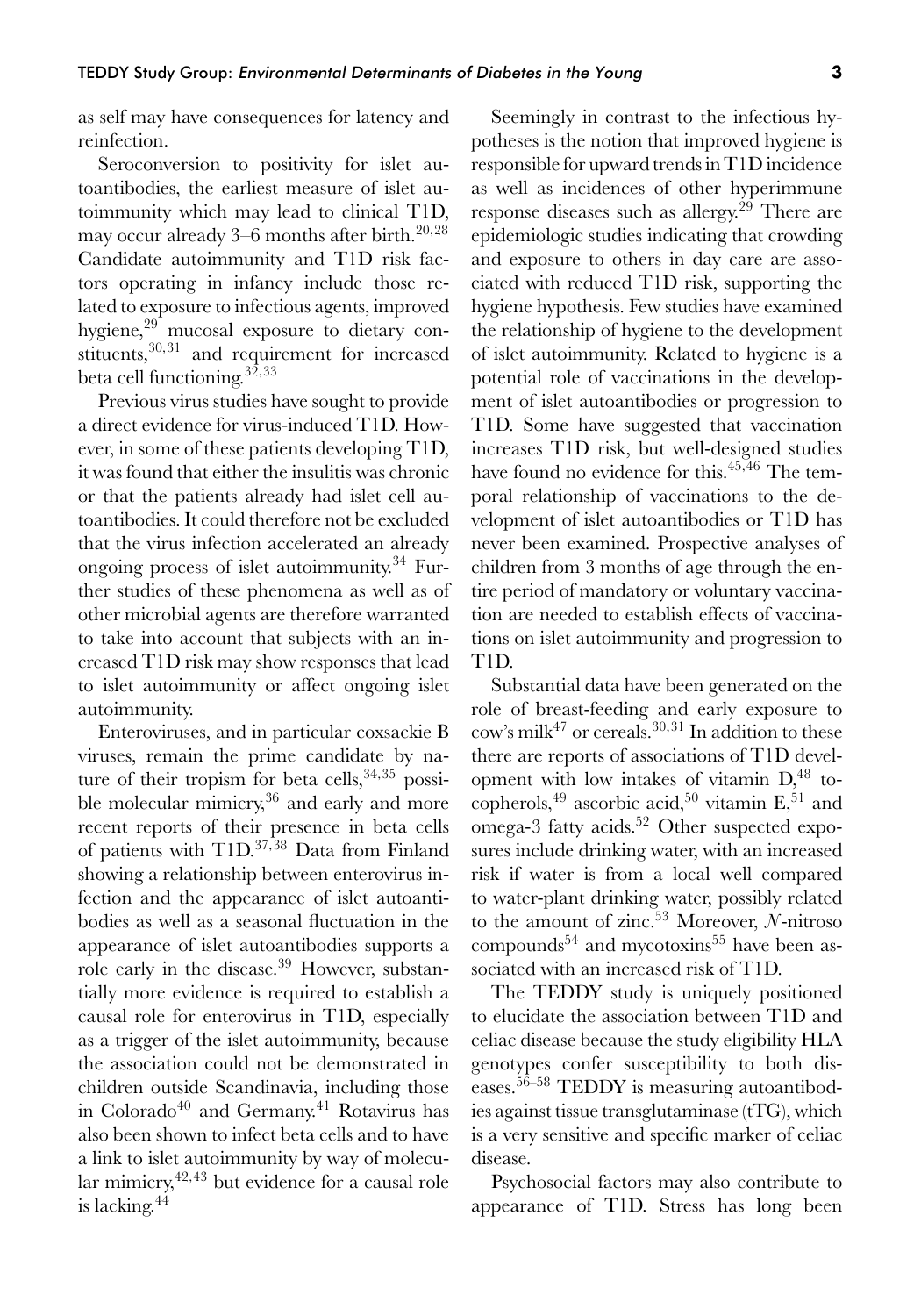as self may have consequences for latency and reinfection.

Seroconversion to positivity for islet autoantibodies, the earliest measure of islet autoimmunity which may lead to clinical T1D, may occur already 3–6 months after birth.[20,28] Candidate autoimmunity and T1D risk factors operating in infancy include those related to exposure to infectious agents, improved hygiene,[29] mucosal exposure to dietary constituents,[30,31] and requirement for increased beta cell functioning.[32,33]

Previous virus studies have sought to provide a direct evidence for virus-induced T1D. However, in some of these patients developing T1D, it was found that either the insulitis was chronic or that the patients already had islet cell autoantibodies. It could therefore not be excluded that the virus infection accelerated an already ongoing process of islet autoimmunity.[34] Further studies of these phenomena as well as of other microbial agents are therefore warranted to take into account that subjects with an increased T1D risk may show responses that lead to islet autoimmunity or affect ongoing islet autoimmunity.

Enteroviruses, and in particular coxsackie B viruses, remain the prime candidate by nature of their tropism for beta cells,[34,35] possible molecular mimicry,[36] and early and more recent reports of their presence in beta cells of patients with T1D.[37,38] Data from Finland showing a relationship between enterovirus infection and the appearance of islet autoantibodies as well as a seasonal fluctuation in the appearance of islet autoantibodies supports a role early in the disease.[39] However, substantially more evidence is required to establish a causal role for enterovirus in T1D, especially as a trigger of the islet autoimmunity, because the association could not be demonstrated in children outside Scandinavia, including those in Colorado[40] and Germany.[41] Rotavirus has also been shown to infect beta cells and to have a link to islet autoimmunity by way of molecular mimicry,[42,43] but evidence for a causal role is lacking.[44]

Seemingly in contrast to the infectious hypotheses is the notion that improved hygiene is responsible for upward trends in T1D incidence as well as incidences of other hyperimmune response diseases such as allergy.[29] There are epidemiologic studies indicating that crowding and exposure to others in day care are associated with reduced T1D risk, supporting the hygiene hypothesis. Few studies have examined the relationship of hygiene to the development of islet autoimmunity. Related to hygiene is a potential role of vaccinations in the development of islet autoantibodies or progression to T1D. Some have suggested that vaccination increases T1D risk, but well-designed studies have found no evidence for this.[45,46] The temporal relationship of vaccinations to the development of islet autoantibodies or T1D has never been examined. Prospective analyses of children from 3 months of age through the entire period of mandatory or voluntary vaccination are needed to establish effects of vaccinations on islet autoimmunity and progression to T1D.

Substantial data have been generated on the role of breast-feeding and early exposure to cow's milk[47] or cereals.[30,31] In addition to these there are reports of associations of T1D development with low intakes of vitamin D,[48] tocopherols,[49] ascorbic acid,[50] vitamin E,[51] and omega-3 fatty acids.[52] Other suspected exposures include drinking water, with an increased risk if water is from a local well compared to water-plant drinking water, possibly related to the amount of zinc.[53] Moreover, *N*-nitroso compounds[54] and mycotoxins[55] have been associated with an increased risk of T1D.

The TEDDY study is uniquely positioned to elucidate the association between T1D and celiac disease because the study eligibility HLA genotypes confer susceptibility to both diseases.[56–58] TEDDY is measuring autoantibodies against tissue transglutaminase (tTG), which is a very sensitive and specific marker of celiac disease.

Psychosocial factors may also contribute to appearance of T1D. Stress has long been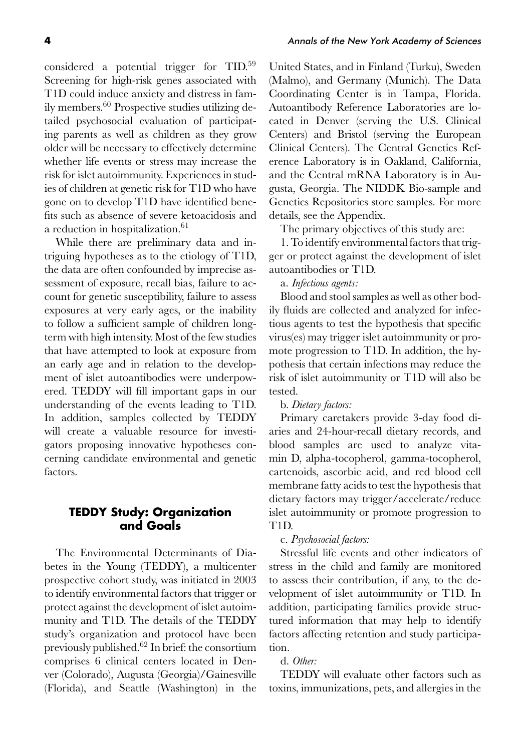considered a potential trigger for TID.[59] Screening for high-risk genes associated with T1D could induce anxiety and distress in family members.[60] Prospective studies utilizing detailed psychosocial evaluation of participating parents as well as children as they grow older will be necessary to effectively determine whether life events or stress may increase the risk for islet autoimmunity. Experiences in studies of children at genetic risk for T1D who have gone on to develop T1D have identified benefits such as absence of severe ketoacidosis and a reduction in hospitalization.[61]

While there are preliminary data and intriguing hypotheses as to the etiology of T1D, the data are often confounded by imprecise assessment of exposure, recall bias, failure to account for genetic susceptibility, failure to assess exposures at very early ages, or the inability to follow a sufficient sample of children long-term with high intensity. Most of the few studies that have attempted to look at exposure from an early age and in relation to the development of islet autoantibodies were underpowered. TEDDY will fill important gaps in our understanding of the events leading to T1D. In addition, samples collected by TEDDY will create a valuable resource for investigators proposing innovative hypotheses concerning candidate environmental and genetic factors.

## TEDDY Study: Organization and Goals

The Environmental Determinants of Diabetes in the Young (TEDDY), a multicenter prospective cohort study, was initiated in 2003 to identify environmental factors that trigger or protect against the development of islet autoimmunity and T1D. The details of the TEDDY study's organization and protocol have been previously published.[62] In brief: the consortium comprises 6 clinical centers located in Denver (Colorado), Augusta (Georgia)/Gainesville (Florida), and Seattle (Washington) in the United States, and in Finland (Turku), Sweden (Malmo), and Germany (Munich). The Data Coordinating Center is in Tampa, Florida. Autoantibody Reference Laboratories are located in Denver (serving the U.S. Clinical Centers) and Bristol (serving the European Clinical Centers). The Central Genetics Reference Laboratory is in Oakland, California, and the Central mRNA Laboratory is in Augusta, Georgia. The NIDDK Bio-sample and Genetics Repositories store samples. For more details, see the Appendix.

The primary objectives of this study are:

1. To identify environmental factors that trigger or protect against the development of islet autoantibodies or T1D.

a. *Infectious agents:*

Blood and stool samples as well as other bodily fluids are collected and analyzed for infectious agents to test the hypothesis that specific virus(es) may trigger islet autoimmunity or promote progression to T1D. In addition, the hypothesis that certain infections may reduce the risk of islet autoimmunity or T1D will also be tested.

b. *Dietary factors:*

Primary caretakers provide 3-day food diaries and 24-hour-recall dietary records, and blood samples are used to analyze vitamin D, alpha-tocopherol, gamma-tocopherol, cartenoids, ascorbic acid, and red blood cell membrane fatty acids to test the hypothesis that dietary factors may trigger/accelerate/reduce islet autoimmunity or promote progression to T1D.

c. *Psychosocial factors:*

Stressful life events and other indicators of stress in the child and family are monitored to assess their contribution, if any, to the development of islet autoimmunity or T1D. In addition, participating families provide structured information that may help to identify factors affecting retention and study participation.

d. *Other:*

TEDDY will evaluate other factors such as toxins, immunizations, pets, and allergies in the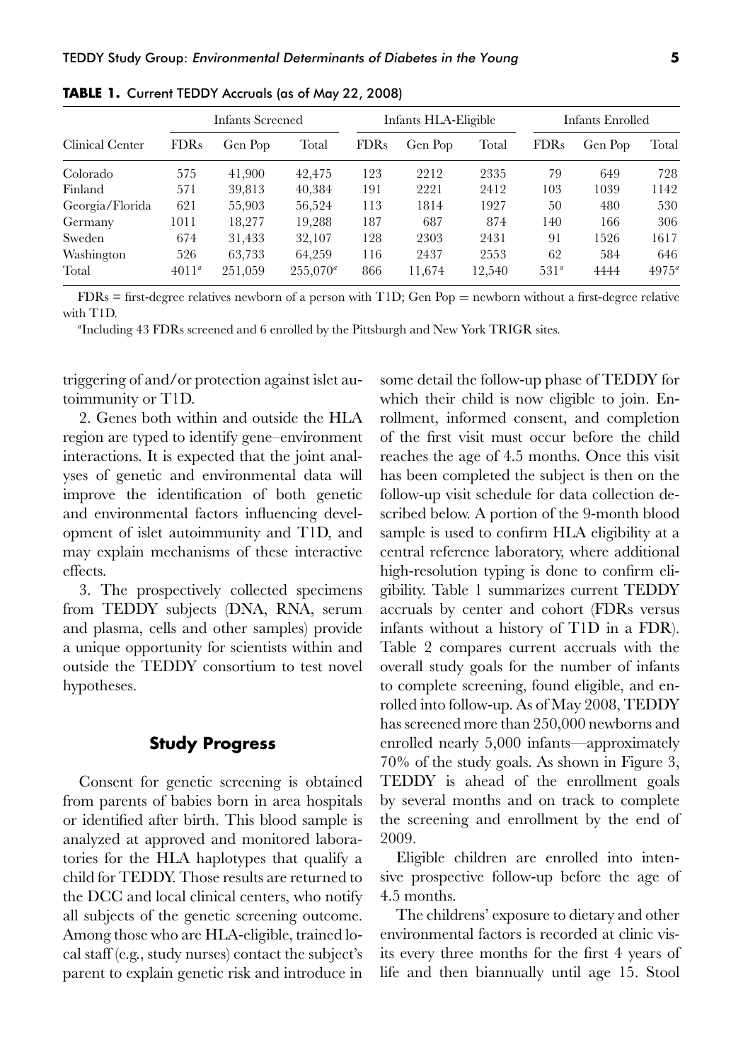**TABLE 1.** Current TEDDY Accruals (as of May 22, 2008)

| Clinical Center | Infants Screened | | | Infants HLA-Eligible | | | Infants Enrolled | | |
|---|---|---|---|---|---|---|---|---|---|
| | FDRs | Gen Pop | Total | FDRs | Gen Pop | Total | FDRs | Gen Pop | Total |
| Colorado | 575 | 41,900 | 42,475 | 123 | 2212 | 2335 | 79 | 649 | 728 |
| Finland | 571 | 39,813 | 40,384 | 191 | 2221 | 2412 | 103 | 1039 | 1142 |
| Georgia/Florida | 621 | 55,903 | 56,524 | 113 | 1814 | 1927 | 50 | 480 | 530 |
| Germany | 1011 | 18,277 | 19,288 | 187 | 687 | 874 | 140 | 166 | 306 |
| Sweden | 674 | 31,433 | 32,107 | 128 | 2303 | 2431 | 91 | 1526 | 1617 |
| Washington | 526 | 63,733 | 64,259 | 116 | 2437 | 2553 | 62 | 584 | 646 |
| Total | 4011[a] | 251,059 | 255,070[a] | 866 | 11,674 | 12,540 | 531[a] | 4444 | 4975[a] |

FDRs = first-degree relatives newborn of a person with T1D; Gen Pop = newborn without a first-degree relative with T1D.

[a]Including 43 FDRs screened and 6 enrolled by the Pittsburgh and New York TRIGR sites.

triggering of and/or protection against islet autoimmunity or T1D.

2. Genes both within and outside the HLA region are typed to identify gene–environment interactions. It is expected that the joint analyses of genetic and environmental data will improve the identification of both genetic and environmental factors influencing development of islet autoimmunity and T1D, and may explain mechanisms of these interactive effects.

3. The prospectively collected specimens from TEDDY subjects (DNA, RNA, serum and plasma, cells and other samples) provide a unique opportunity for scientists within and outside the TEDDY consortium to test novel hypotheses.

## Study Progress

Consent for genetic screening is obtained from parents of babies born in area hospitals or identified after birth. This blood sample is analyzed at approved and monitored laboratories for the HLA haplotypes that qualify a child for TEDDY. Those results are returned to the DCC and local clinical centers, who notify all subjects of the genetic screening outcome. Among those who are HLA-eligible, trained local staff (e.g., study nurses) contact the subject's parent to explain genetic risk and introduce in some detail the follow-up phase of TEDDY for which their child is now eligible to join. Enrollment, informed consent, and completion of the first visit must occur before the child reaches the age of 4.5 months. Once this visit has been completed the subject is then on the follow-up visit schedule for data collection described below. A portion of the 9-month blood sample is used to confirm HLA eligibility at a central reference laboratory, where additional high-resolution typing is done to confirm eligibility. Table 1 summarizes current TEDDY accruals by center and cohort (FDRs versus infants without a history of T1D in a FDR). Table 2 compares current accruals with the overall study goals for the number of infants to complete screening, found eligible, and enrolled into follow-up. As of May 2008, TEDDY has screened more than 250,000 newborns and enrolled nearly 5,000 infants—approximately 70% of the study goals. As shown in Figure 3, TEDDY is ahead of the enrollment goals by several months and on track to complete the screening and enrollment by the end of 2009.

Eligible children are enrolled into intensive prospective follow-up before the age of 4.5 months.

The childrens' exposure to dietary and other environmental factors is recorded at clinic visits every three months for the first 4 years of life and then biannually until age 15. Stool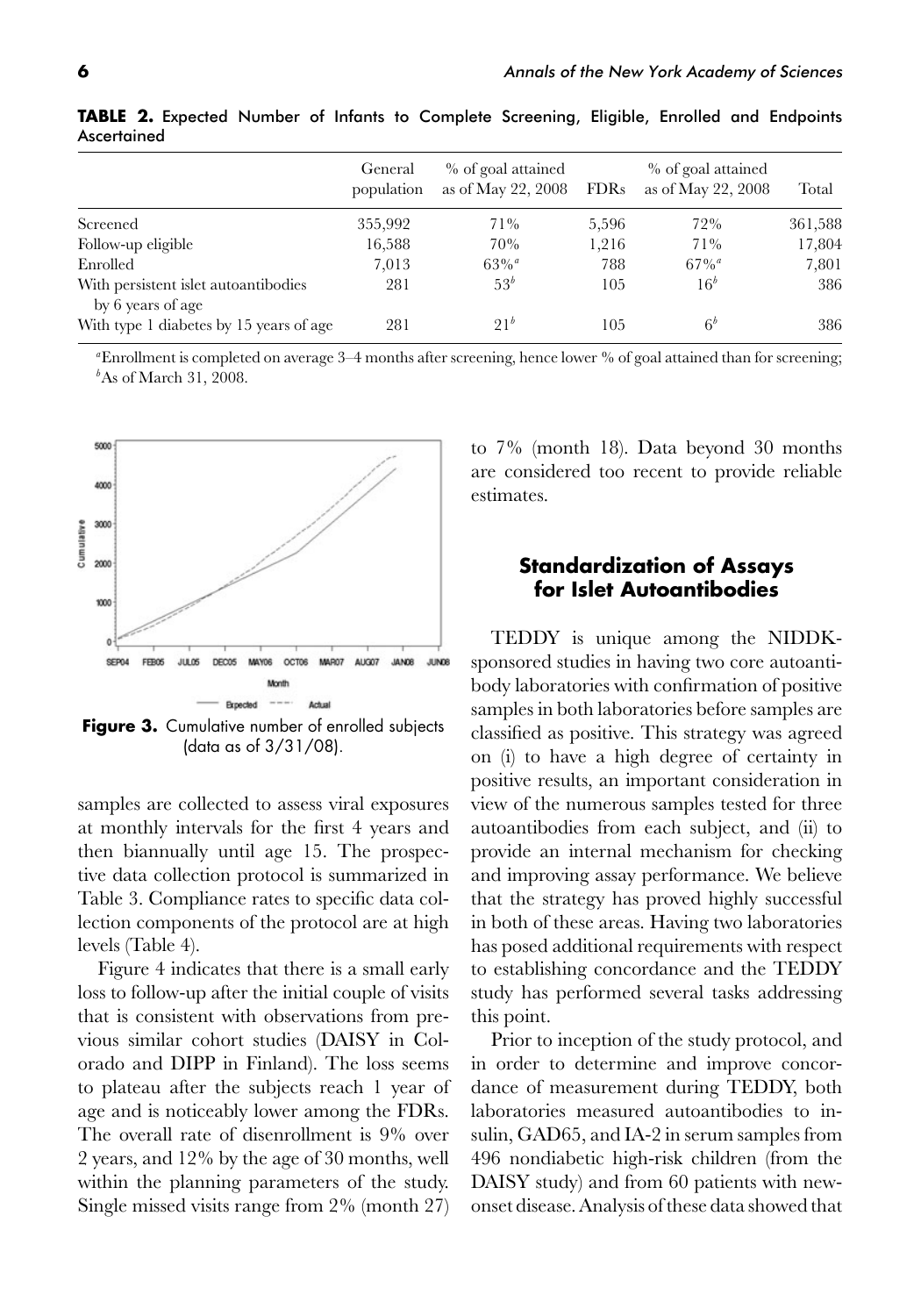**TABLE 2.** Expected Number of Infants to Complete Screening, Eligible, Enrolled and Endpoints Ascertained

| | General population | % of goal attained as of May 22, 2008 | FDRs | % of goal attained as of May 22, 2008 | Total |
|---|---|---|---|---|---|
| Screened | 355,992 | 71% | 5,596 | 72% | 361,588 |
| Follow-up eligible | 16,588 | 70% | 1,216 | 71% | 17,804 |
| Enrolled | 7,013 | 63%[a] | 788 | 67%[a] | 7,801 |
| With persistent islet autoantibodies by 6 years of age | 281 | 53[b] | 105 | 16[b] | 386 |
| With type 1 diabetes by 15 years of age | 281 | 21[b] | 105 | 6[b] | 386 |

[a]Enrollment is completed on average 3–4 months after screening, hence lower % of goal attained than for screening; [b]As of March 31, 2008.

**Figure 3.** Cumulative number of enrolled subjects (data as of 3/31/08).

samples are collected to assess viral exposures at monthly intervals for the first 4 years and then biannually until age 15. The prospective data collection protocol is summarized in Table 3. Compliance rates to specific data collection components of the protocol are at high levels (Table 4).

Figure 4 indicates that there is a small early loss to follow-up after the initial couple of visits that is consistent with observations from previous similar cohort studies (DAISY in Colorado and DIPP in Finland). The loss seems to plateau after the subjects reach 1 year of age and is noticeably lower among the FDRs. The overall rate of disenrollment is 9% over 2 years, and 12% by the age of 30 months, well within the planning parameters of the study. Single missed visits range from 2% (month 27) to 7% (month 18). Data beyond 30 months are considered too recent to provide reliable estimates.

## Standardization of Assays for Islet Autoantibodies

TEDDY is unique among the NIDDK-sponsored studies in having two core autoantibody laboratories with confirmation of positive samples in both laboratories before samples are classified as positive. This strategy was agreed on (i) to have a high degree of certainty in positive results, an important consideration in view of the numerous samples tested for three autoantibodies from each subject, and (ii) to provide an internal mechanism for checking and improving assay performance. We believe that the strategy has proved highly successful in both of these areas. Having two laboratories has posed additional requirements with respect to establishing concordance and the TEDDY study has performed several tasks addressing this point.

Prior to inception of the study protocol, and in order to determine and improve concordance of measurement during TEDDY, both laboratories measured autoantibodies to insulin, GAD65, and IA-2 in serum samples from 496 nondiabetic high-risk children (from the DAISY study) and from 60 patients with new-onset disease. Analysis of these data showed that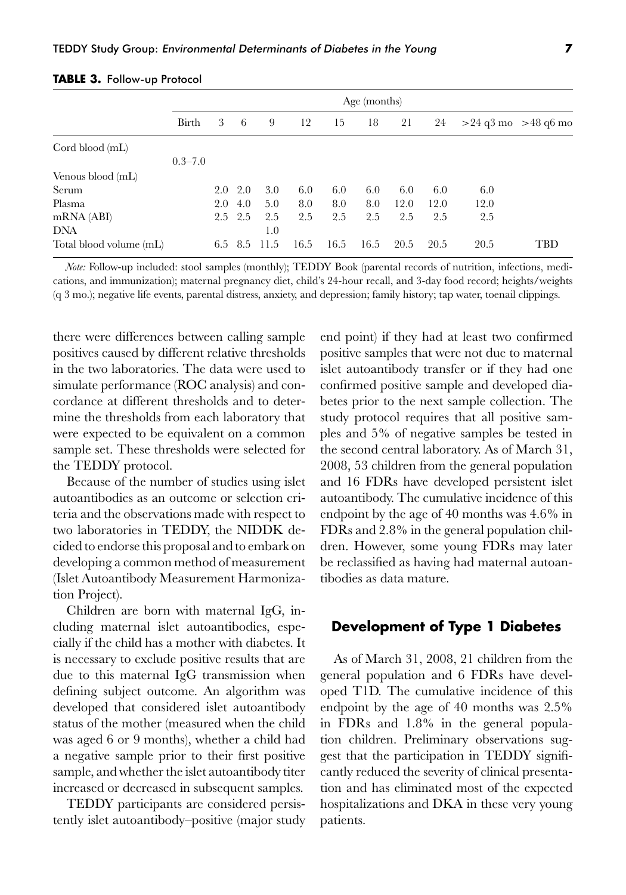**TABLE 3.** Follow-up Protocol

| | Age (months) | | | | | | | | | | |
|---|---|---|---|---|---|---|---|---|---|---|---|
| | Birth | 3 | 6 | 9 | 12 | 15 | 18 | 21 | 24 | >24 q3 mo | >48 q6 mo |
| Cord blood (mL) | 0.3–7.0 | | | | | | | | | | |
| Venous blood (mL) | | | | | | | | | | | |
| Serum | | 2.0 | 2.0 | 3.0 | 6.0 | 6.0 | 6.0 | 6.0 | 6.0 | 6.0 | |
| Plasma | | 2.0 | 4.0 | 5.0 | 8.0 | 8.0 | 8.0 | 12.0 | 12.0 | 12.0 | |
| mRNA (ABI) | | 2.5 | 2.5 | 2.5 | 2.5 | 2.5 | 2.5 | 2.5 | 2.5 | 2.5 | |
| DNA | | | | 1.0 | | | | | | | |
| Total blood volume (mL) | | 6.5 | 8.5 | 11.5 | 16.5 | 16.5 | 16.5 | 20.5 | 20.5 | 20.5 | TBD |

*Note:* Follow-up included: stool samples (monthly); TEDDY Book (parental records of nutrition, infections, medications, and immunization); maternal pregnancy diet, child's 24-hour recall, and 3-day food record; heights/weights (q 3 mo.); negative life events, parental distress, anxiety, and depression; family history; tap water, toenail clippings.

there were differences between calling sample positives caused by different relative thresholds in the two laboratories. The data were used to simulate performance (ROC analysis) and concordance at different thresholds and to determine the thresholds from each laboratory that were expected to be equivalent on a common sample set. These thresholds were selected for the TEDDY protocol.

Because of the number of studies using islet autoantibodies as an outcome or selection criteria and the observations made with respect to two laboratories in TEDDY, the NIDDK decided to endorse this proposal and to embark on developing a common method of measurement (Islet Autoantibody Measurement Harmonization Project).

Children are born with maternal IgG, including maternal islet autoantibodies, especially if the child has a mother with diabetes. It is necessary to exclude positive results that are due to this maternal IgG transmission when defining subject outcome. An algorithm was developed that considered islet autoantibody status of the mother (measured when the child was aged 6 or 9 months), whether a child had a negative sample prior to their first positive sample, and whether the islet autoantibody titer increased or decreased in subsequent samples.

TEDDY participants are considered persistently islet autoantibody–positive (major study end point) if they had at least two confirmed positive samples that were not due to maternal islet autoantibody transfer or if they had one confirmed positive sample and developed diabetes prior to the next sample collection. The study protocol requires that all positive samples and 5% of negative samples be tested in the second central laboratory. As of March 31, 2008, 53 children from the general population and 16 FDRs have developed persistent islet autoantibody. The cumulative incidence of this endpoint by the age of 40 months was 4.6% in FDRs and 2.8% in the general population children. However, some young FDRs may later be reclassified as having had maternal autoantibodies as data mature.

## Development of Type 1 Diabetes

As of March 31, 2008, 21 children from the general population and 6 FDRs have developed T1D. The cumulative incidence of this endpoint by the age of 40 months was 2.5% in FDRs and 1.8% in the general population children. Preliminary observations suggest that the participation in TEDDY significantly reduced the severity of clinical presentation and has eliminated most of the expected hospitalizations and DKA in these very young patients.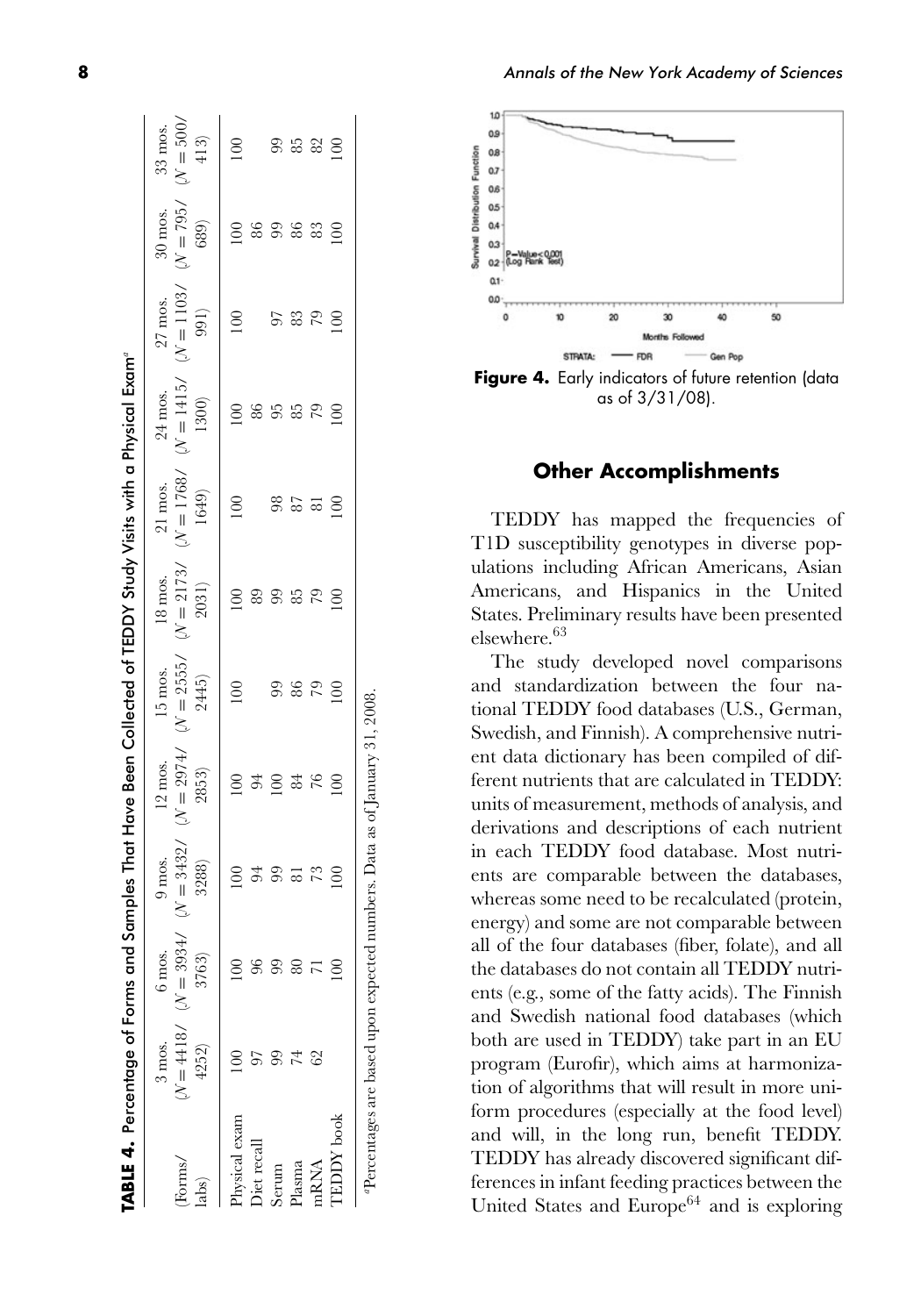**TABLE 4.** Percentage of Forms and Samples That Have Been Collected of TEDDY Study Visits with a Physical Exam[a]

| (Forms/ labs) | 3 mos. ($N = 4418$/ 4252) | 6 mos. ($N = 3934$/ 3763) | 9 mos. ($N = 3432$/ 3288) | 12 mos. ($N = 2974$/ 2853) | 15 mos. ($N = 2555$/ 2445) | 18 mos. ($N = 2173$/ 2031) | 21 mos. ($N = 1768$/ 1649) | 24 mos. ($N = 1415$/ 1300) | 27 mos. ($N = 1103$/ 991) | 30 mos. ($N = 795$/ 689) | 33 mos. ($N = 500$/ 413) |
|---|---|---|---|---|---|---|---|---|---|---|---|
| Physical exam | 100 | 100 | 100 | 100 | 100 | 100 | 100 | 100 | 100 | 100 | 100 |
| Diet recall | 97 | 96 | 94 | 94 | | 89 | | 86 | | 86 | |
| Serum | 99 | 99 | 99 | 100 | 99 | 99 | 98 | 95 | 97 | 99 | 99 |
| Plasma | 74 | 80 | 81 | 84 | 86 | 85 | 87 | 85 | 83 | 86 | 85 |
| mRNA | 62 | 71 | 73 | 76 | 79 | 79 | 81 | 79 | 79 | 83 | 82 |
| TEDDY book | | 100 | 100 | 100 | 100 | 100 | 100 | 100 | 100 | 100 | 100 |

[a]Percentages are based upon expected numbers. Data as of January 31, 2008.

**Figure 4.** Early indicators of future retention (data as of 3/31/08).

## Other Accomplishments

TEDDY has mapped the frequencies of T1D susceptibility genotypes in diverse populations including African Americans, Asian Americans, and Hispanics in the United States. Preliminary results have been presented elsewhere.[63]

The study developed novel comparisons and standardization between the four national TEDDY food databases (U.S., German, Swedish, and Finnish). A comprehensive nutrient data dictionary has been compiled of different nutrients that are calculated in TEDDY: units of measurement, methods of analysis, and derivations and descriptions of each nutrient in each TEDDY food database. Most nutrients are comparable between the databases, whereas some need to be recalculated (protein, energy) and some are not comparable between all of the four databases (fiber, folate), and all the databases do not contain all TEDDY nutrients (e.g., some of the fatty acids). The Finnish and Swedish national food databases (which both are used in TEDDY) take part in an EU program (Eurofir), which aims at harmonization of algorithms that will result in more uniform procedures (especially at the food level) and will, in the long run, benefit TEDDY. TEDDY has already discovered significant differences in infant feeding practices between the United States and Europe[64] and is exploring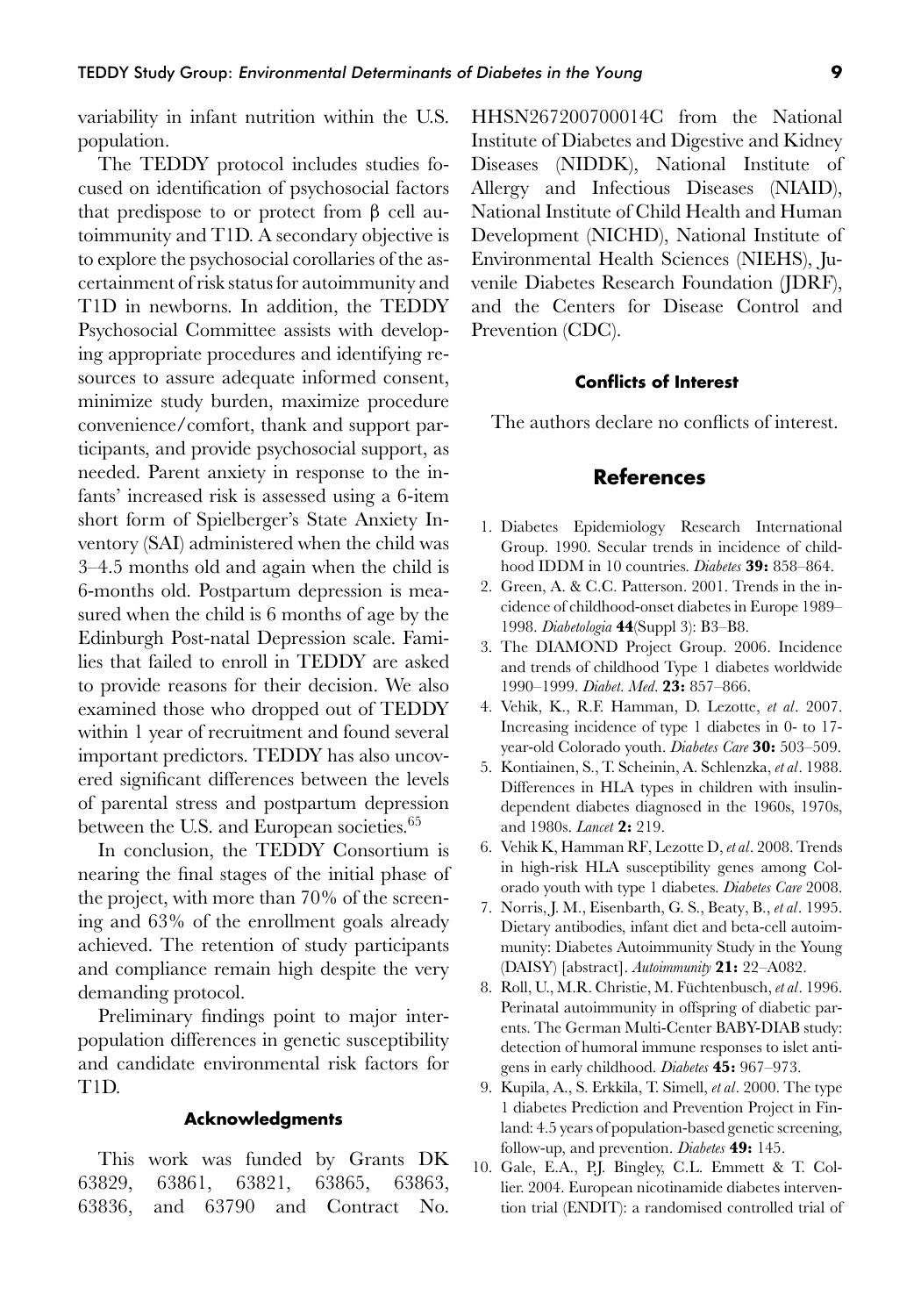variability in infant nutrition within the U.S. population.

The TEDDY protocol includes studies focused on identification of psychosocial factors that predispose to or protect from β cell autoimmunity and T1D. A secondary objective is to explore the psychosocial corollaries of the ascertainment of risk status for autoimmunity and T1D in newborns. In addition, the TEDDY Psychosocial Committee assists with developing appropriate procedures and identifying resources to assure adequate informed consent, minimize study burden, maximize procedure convenience/comfort, thank and support participants, and provide psychosocial support, as needed. Parent anxiety in response to the infants' increased risk is assessed using a 6-item short form of Spielberger's State Anxiety Inventory (SAI) administered when the child was 3–4.5 months old and again when the child is 6-months old. Postpartum depression is measured when the child is 6 months of age by the Edinburgh Post-natal Depression scale. Families that failed to enroll in TEDDY are asked to provide reasons for their decision. We also examined those who dropped out of TEDDY within 1 year of recruitment and found several important predictors. TEDDY has also uncovered significant differences between the levels of parental stress and postpartum depression between the U.S. and European societies.[65]

In conclusion, the TEDDY Consortium is nearing the final stages of the initial phase of the project, with more than 70% of the screening and 63% of the enrollment goals already achieved. The retention of study participants and compliance remain high despite the very demanding protocol.

Preliminary findings point to major interpopulation differences in genetic susceptibility and candidate environmental risk factors for T1D.

#### Acknowledgments

This work was funded by Grants DK 63829, 63861, 63821, 63865, 63863, 63836, and 63790 and Contract No. HHSN267200700014C from the National Institute of Diabetes and Digestive and Kidney Diseases (NIDDK), National Institute of Allergy and Infectious Diseases (NIAID), National Institute of Child Health and Human Development (NICHD), National Institute of Environmental Health Sciences (NIEHS), Juvenile Diabetes Research Foundation (JDRF), and the Centers for Disease Control and Prevention (CDC).

#### Conflicts of Interest

The authors declare no conflicts of interest.

## References

1. Diabetes Epidemiology Research International Group. 1990. Secular trends in incidence of childhood IDDM in 10 countries. *Diabetes* **39:** 858–864.
2. Green, A. & C.C. Patterson. 2001. Trends in the incidence of childhood-onset diabetes in Europe 1989–1998. *Diabetologia* **44**(Suppl 3): B3–B8.
3. The DIAMOND Project Group. 2006. Incidence and trends of childhood Type 1 diabetes worldwide 1990–1999. *Diabet. Med.* **23:** 857–866.
4. Vehik, K., R.F. Hamman, D. Lezotte, *et al*. 2007. Increasing incidence of type 1 diabetes in 0- to 17-year-old Colorado youth. *Diabetes Care* **30:** 503–509.
5. Kontiainen, S., T. Scheinin, A. Schlenzka, *et al*. 1988. Differences in HLA types in children with insulin-dependent diabetes diagnosed in the 1960s, 1970s, and 1980s. *Lancet* **2:** 219.
6. Vehik K, Hamman RF, Lezotte D, *et al*. 2008. Trends in high-risk HLA susceptibility genes among Colorado youth with type 1 diabetes. *Diabetes Care* 2008.
7. Norris, J. M., Eisenbarth, G. S., Beaty, B., *et al*. 1995. Dietary antibodies, infant diet and beta-cell autoimmunity: Diabetes Autoimmunity Study in the Young (DAISY) [abstract]. *Autoimmunity* **21:** 22–A082.
8. Roll, U., M.R. Christie, M. Füchtenbusch, *et al*. 1996. Perinatal autoimmunity in offspring of diabetic parents. The German Multi-Center BABY-DIAB study: detection of humoral immune responses to islet antigens in early childhood. *Diabetes* **45:** 967–973.
9. Kupila, A., S. Erkkila, T. Simell, *et al*. 2000. The type 1 diabetes Prediction and Prevention Project in Finland: 4.5 years of population-based genetic screening, follow-up, and prevention. *Diabetes* **49:** 145.
10. Gale, E.A., P.J. Bingley, C.L. Emmett & T. Collier. 2004. European nicotinamide diabetes intervention trial (ENDIT): a randomised controlled trial of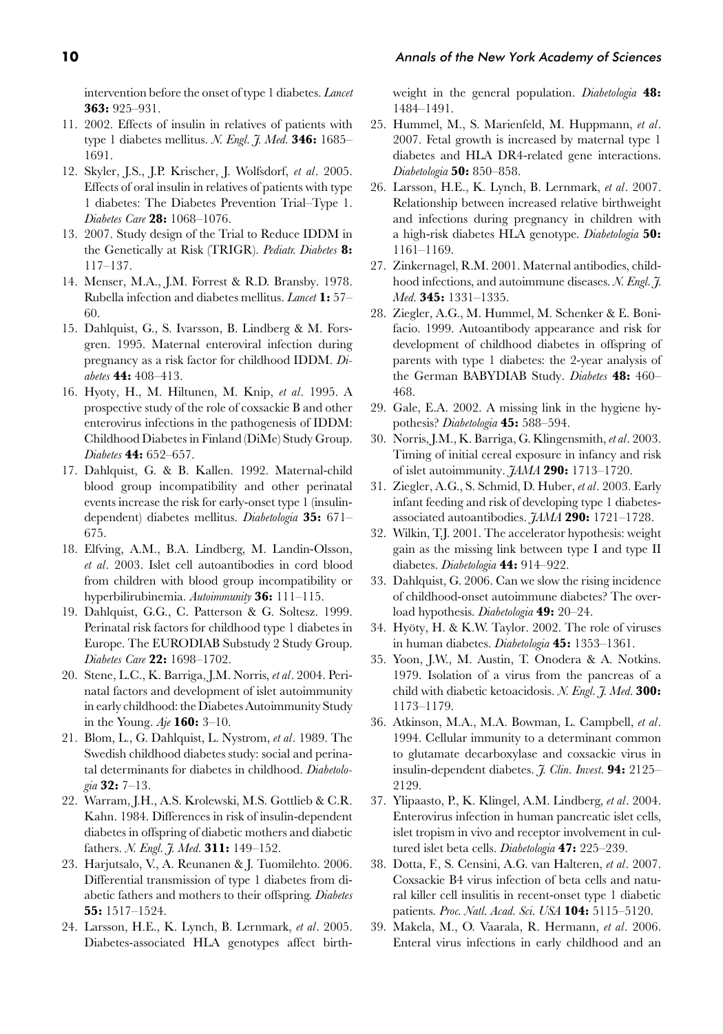intervention before the onset of type 1 diabetes. *Lancet* **363:** 925–931.

11. 2002. Effects of insulin in relatives of patients with type 1 diabetes mellitus. *N. Engl. J. Med.* **346:** 1685–1691.
12. Skyler, J.S., J.P. Krischer, J. Wolfsdorf, *et al*. 2005. Effects of oral insulin in relatives of patients with type 1 diabetes: The Diabetes Prevention Trial–Type 1. *Diabetes Care* **28:** 1068–1076.
13. 2007. Study design of the Trial to Reduce IDDM in the Genetically at Risk (TRIGR). *Pediatr. Diabetes* **8:** 117–137.
14. Menser, M.A., J.M. Forrest & R.D. Bransby. 1978. Rubella infection and diabetes mellitus. *Lancet* **1:** 57–60.
15. Dahlquist, G., S. Ivarsson, B. Lindberg & M. Forsgren. 1995. Maternal enteroviral infection during pregnancy as a risk factor for childhood IDDM. *Diabetes* **44:** 408–413.
16. Hyoty, H., M. Hiltunen, M. Knip, *et al*. 1995. A prospective study of the role of coxsackie B and other enterovirus infections in the pathogenesis of IDDM: Childhood Diabetes in Finland (DiMe) Study Group. *Diabetes* **44:** 652–657.
17. Dahlquist, G. & B. Kallen. 1992. Maternal-child blood group incompatibility and other perinatal events increase the risk for early-onset type 1 (insulin-dependent) diabetes mellitus. *Diabetologia* **35:** 671–675.
18. Elfving, A.M., B.A. Lindberg, M. Landin-Olsson, *et al*. 2003. Islet cell autoantibodies in cord blood from children with blood group incompatibility or hyperbilirubinemia. *Autoimmunity* **36:** 111–115.
19. Dahlquist, G.G., C. Patterson & G. Soltesz. 1999. Perinatal risk factors for childhood type 1 diabetes in Europe. The EURODIAB Substudy 2 Study Group. *Diabetes Care* **22:** 1698–1702.
20. Stene, L.C., K. Barriga, J.M. Norris, *et al*. 2004. Perinatal factors and development of islet autoimmunity in early childhood: the Diabetes Autoimmunity Study in the Young. *Aje* **160:** 3–10.
21. Blom, L., G. Dahlquist, L. Nystrom, *et al*. 1989. The Swedish childhood diabetes study: social and perinatal determinants for diabetes in childhood. *Diabetologia* **32:** 7–13.
22. Warram, J.H., A.S. Krolewski, M.S. Gottlieb & C.R. Kahn. 1984. Differences in risk of insulin-dependent diabetes in offspring of diabetic mothers and diabetic fathers. *N. Engl. J. Med.* **311:** 149–152.
23. Harjutsalo, V., A. Reunanen & J. Tuomilehto. 2006. Differential transmission of type 1 diabetes from diabetic fathers and mothers to their offspring. *Diabetes* **55:** 1517–1524.
24. Larsson, H.E., K. Lynch, B. Lernmark, *et al*. 2005. Diabetes-associated HLA genotypes affect birthweight in the general population. *Diabetologia* **48:** 1484–1491.
25. Hummel, M., S. Marienfeld, M. Huppmann, *et al*. 2007. Fetal growth is increased by maternal type 1 diabetes and HLA DR4-related gene interactions. *Diabetologia* **50:** 850–858.
26. Larsson, H.E., K. Lynch, B. Lernmark, *et al*. 2007. Relationship between increased relative birthweight and infections during pregnancy in children with a high-risk diabetes HLA genotype. *Diabetologia* **50:** 1161–1169.
27. Zinkernagel, R.M. 2001. Maternal antibodies, childhood infections, and autoimmune diseases. *N. Engl. J. Med.* **345:** 1331–1335.
28. Ziegler, A.G., M. Hummel, M. Schenker & E. Bonifacio. 1999. Autoantibody appearance and risk for development of childhood diabetes in offspring of parents with type 1 diabetes: the 2-year analysis of the German BABYDIAB Study. *Diabetes* **48:** 460–468.
29. Gale, E.A. 2002. A missing link in the hygiene hypothesis? *Diabetologia* **45:** 588–594.
30. Norris, J.M., K. Barriga, G. Klingensmith, *et al*. 2003. Timing of initial cereal exposure in infancy and risk of islet autoimmunity. *JAMA* **290:** 1713–1720.
31. Ziegler, A.G., S. Schmid, D. Huber, *et al*. 2003. Early infant feeding and risk of developing type 1 diabetes-associated autoantibodies. *JAMA* **290:** 1721–1728.
32. Wilkin, T.J. 2001. The accelerator hypothesis: weight gain as the missing link between type I and type II diabetes. *Diabetologia* **44:** 914–922.
33. Dahlquist, G. 2006. Can we slow the rising incidence of childhood-onset autoimmune diabetes? The overload hypothesis. *Diabetologia* **49:** 20–24.
34. Hyöty, H. & K.W. Taylor. 2002. The role of viruses in human diabetes. *Diabetologia* **45:** 1353–1361.
35. Yoon, J.W., M. Austin, T. Onodera & A. Notkins. 1979. Isolation of a virus from the pancreas of a child with diabetic ketoacidosis. *N. Engl. J. Med.* **300:** 1173–1179.
36. Atkinson, M.A., M.A. Bowman, L. Campbell, *et al*. 1994. Cellular immunity to a determinant common to glutamate decarboxylase and coxsackie virus in insulin-dependent diabetes. *J. Clin. Invest.* **94:** 2125–2129.
37. Ylipaasto, P., K. Klingel, A.M. Lindberg, *et al*. 2004. Enterovirus infection in human pancreatic islet cells, islet tropism in vivo and receptor involvement in cultured islet beta cells. *Diabetologia* **47:** 225–239.
38. Dotta, F., S. Censini, A.G. van Halteren, *et al*. 2007. Coxsackie B4 virus infection of beta cells and natural killer cell insulitis in recent-onset type 1 diabetic patients. *Proc. Natl. Acad. Sci. USA* **104:** 5115–5120.
39. Makela, M., O. Vaarala, R. Hermann, *et al*. 2006. Enteral virus infections in early childhood and an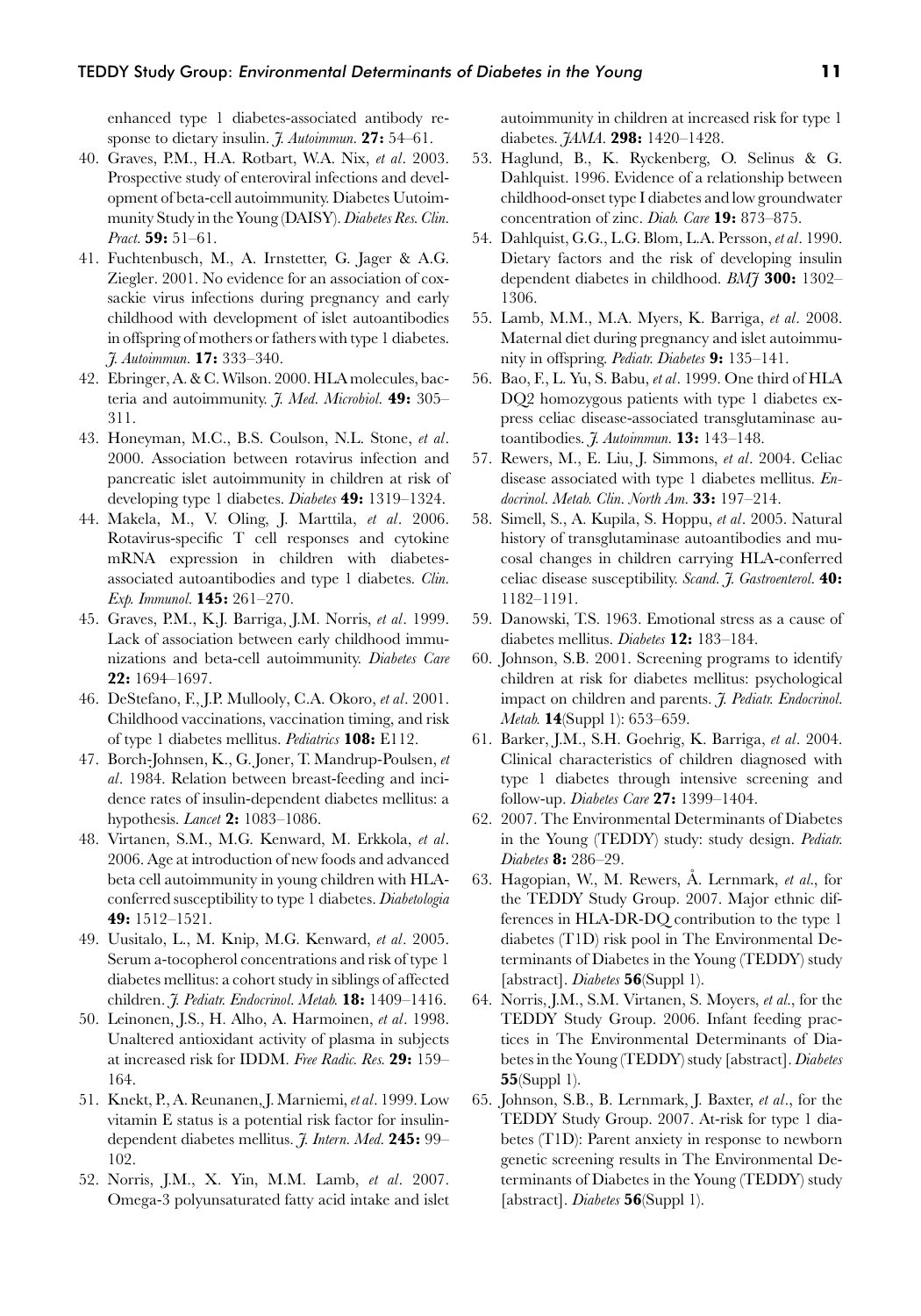enhanced type 1 diabetes-associated antibody response to dietary insulin. *J. Autoimmun.* **27:** 54–61.

40. Graves, P.M., H.A. Rotbart, W.A. Nix, *et al*. 2003. Prospective study of enteroviral infections and development of beta-cell autoimmunity. Diabetes Uutoimmunity Study in the Young (DAISY). *Diabetes Res. Clin. Pract.* **59:** 51–61.
41. Fuchtenbusch, M., A. Irnstetter, G. Jager & A.G. Ziegler. 2001. No evidence for an association of coxsackie virus infections during pregnancy and early childhood with development of islet autoantibodies in offspring of mothers or fathers with type 1 diabetes. *J. Autoimmun.* **17:** 333–340.
42. Ebringer, A. & C. Wilson. 2000. HLA molecules, bacteria and autoimmunity. *J. Med. Microbiol.* **49:** 305–311.
43. Honeyman, M.C., B.S. Coulson, N.L. Stone, *et al*. 2000. Association between rotavirus infection and pancreatic islet autoimmunity in children at risk of developing type 1 diabetes. *Diabetes* **49:** 1319–1324.
44. Makela, M., V. Oling, J. Marttila, *et al*. 2006. Rotavirus-specific T cell responses and cytokine mRNA expression in children with diabetes-associated autoantibodies and type 1 diabetes. *Clin. Exp. Immunol.* **145:** 261–270.
45. Graves, P.M., K.J. Barriga, J.M. Norris, *et al*. 1999. Lack of association between early childhood immunizations and beta-cell autoimmunity. *Diabetes Care* **22:** 1694–1697.
46. DeStefano, F., J.P. Mullooly, C.A. Okoro, *et al*. 2001. Childhood vaccinations, vaccination timing, and risk of type 1 diabetes mellitus. *Pediatrics* **108:** E112.
47. Borch-Johnsen, K., G. Joner, T. Mandrup-Poulsen, *et al*. 1984. Relation between breast-feeding and incidence rates of insulin-dependent diabetes mellitus: a hypothesis. *Lancet* **2:** 1083–1086.
48. Virtanen, S.M., M.G. Kenward, M. Erkkola, *et al*. 2006. Age at introduction of new foods and advanced beta cell autoimmunity in young children with HLA-conferred susceptibility to type 1 diabetes. *Diabetologia* **49:** 1512–1521.
49. Uusitalo, L., M. Knip, M.G. Kenward, *et al*. 2005. Serum a-tocopherol concentrations and risk of type 1 diabetes mellitus: a cohort study in siblings of affected children. *J. Pediatr. Endocrinol. Metab.* **18:** 1409–1416.
50. Leinonen, J.S., H. Alho, A. Harmoinen, *et al*. 1998. Unaltered antioxidant activity of plasma in subjects at increased risk for IDDM. *Free Radic. Res.* **29:** 159–164.
51. Knekt, P., A. Reunanen, J. Marniemi, *et al*. 1999. Low vitamin E status is a potential risk factor for insulin-dependent diabetes mellitus. *J. Intern. Med.* **245:** 99–102.
52. Norris, J.M., X. Yin, M.M. Lamb, *et al*. 2007. Omega-3 polyunsaturated fatty acid intake and islet autoimmunity in children at increased risk for type 1 diabetes. *JAMA.* **298:** 1420–1428.
53. Haglund, B., K. Ryckenberg, O. Selinus & G. Dahlquist. 1996. Evidence of a relationship between childhood-onset type I diabetes and low groundwater concentration of zinc. *Diab. Care* **19:** 873–875.
54. Dahlquist, G.G., L.G. Blom, L.A. Persson, *et al*. 1990. Dietary factors and the risk of developing insulin dependent diabetes in childhood. *BMJ* **300:** 1302–1306.
55. Lamb, M.M., M.A. Myers, K. Barriga, *et al*. 2008. Maternal diet during pregnancy and islet autoimmunity in offspring. *Pediatr. Diabetes* **9:** 135–141.
56. Bao, F., L. Yu, S. Babu, *et al*. 1999. One third of HLA DQ2 homozygous patients with type 1 diabetes express celiac disease-associated transglutaminase autoantibodies. *J. Autoimmun.* **13:** 143–148.
57. Rewers, M., E. Liu, J. Simmons, *et al*. 2004. Celiac disease associated with type 1 diabetes mellitus. *Endocrinol. Metab. Clin. North Am.* **33:** 197–214.
58. Simell, S., A. Kupila, S. Hoppu, *et al*. 2005. Natural history of transglutaminase autoantibodies and mucosal changes in children carrying HLA-conferred celiac disease susceptibility. *Scand. J. Gastroenterol.* **40:** 1182–1191.
59. Danowski, T.S. 1963. Emotional stress as a cause of diabetes mellitus. *Diabetes* **12:** 183–184.
60. Johnson, S.B. 2001. Screening programs to identify children at risk for diabetes mellitus: psychological impact on children and parents. *J. Pediatr. Endocrinol. Metab.* **14**(Suppl 1): 653–659.
61. Barker, J.M., S.H. Goehrig, K. Barriga, *et al*. 2004. Clinical characteristics of children diagnosed with type 1 diabetes through intensive screening and follow-up. *Diabetes Care* **27:** 1399–1404.
62. 2007. The Environmental Determinants of Diabetes in the Young (TEDDY) study: study design. *Pediatr. Diabetes* **8:** 286–29.
63. Hagopian, W., M. Rewers, Å. Lernmark, *et al.*, for the TEDDY Study Group. 2007. Major ethnic differences in HLA-DR-DQ contribution to the type 1 diabetes (T1D) risk pool in The Environmental Determinants of Diabetes in the Young (TEDDY) study [abstract]. *Diabetes* **56**(Suppl 1).
64. Norris, J.M., S.M. Virtanen, S. Moyers, *et al.*, for the TEDDY Study Group. 2006. Infant feeding practices in The Environmental Determinants of Diabetes in the Young (TEDDY) study [abstract]. *Diabetes* **55**(Suppl 1).
65. Johnson, S.B., B. Lernmark, J. Baxter, *et al.*, for the TEDDY Study Group. 2007. At-risk for type 1 diabetes (T1D): Parent anxiety in response to newborn genetic screening results in The Environmental Determinants of Diabetes in the Young (TEDDY) study [abstract]. *Diabetes* **56**(Suppl 1).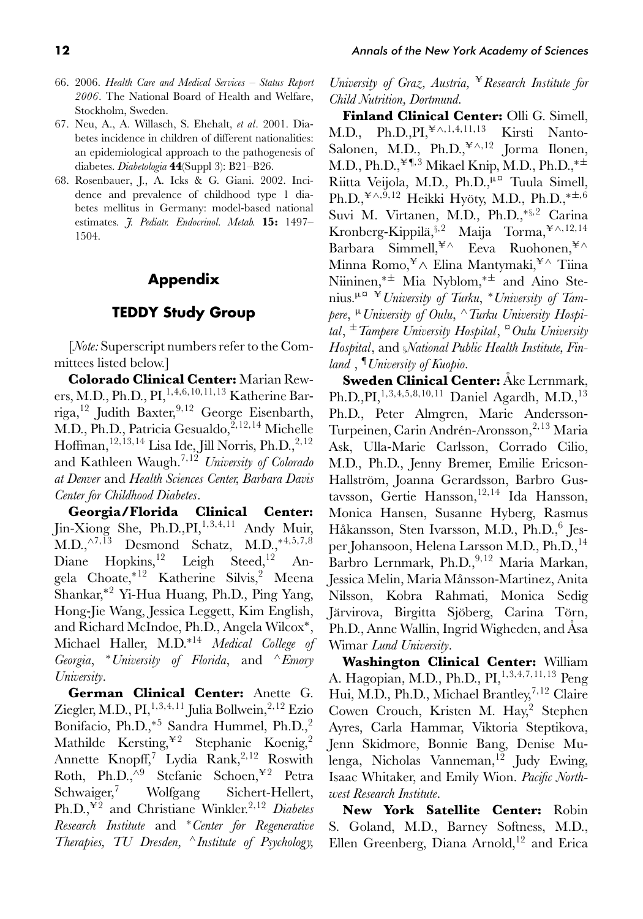66. 2006. *Health Care and Medical Services – Status Report 2006*. The National Board of Health and Welfare, Stockholm, Sweden.
67. Neu, A., A. Willasch, S. Ehehalt, *et al*. 2001. Diabetes incidence in children of different nationalities: an epidemiological approach to the pathogenesis of diabetes. *Diabetologia* **44**(Suppl 3): B21–B26.
68. Rosenbauer, J., A. Icks & G. Giani. 2002. Incidence and prevalence of childhood type 1 diabetes mellitus in Germany: model-based national estimates. *J. Pediatr. Endocrinol. Metab.* **15:** 1497–1504.

## Appendix

## TEDDY Study Group

[*Note:* Superscript numbers refer to the Committees listed below.]

**Colorado Clinical Center:** Marian Rewers, M.D., Ph.D., PI,[1,4,6,10,11,13] Katherine Barriga,[12] Judith Baxter,[9,12] George Eisenbarth, M.D., Ph.D., Patricia Gesualdo,[2,12,14] Michelle Hoffman,[12,13,14] Lisa Ide, Jill Norris, Ph.D.,[2,12] and Kathleen Waugh.[7,12] *University of Colorado at Denver* and *Health Sciences Center, Barbara Davis Center for Childhood Diabetes*.

**Georgia/Florida Clinical Center:** Jin-Xiong She, Ph.D.,PI,[1,3,4,11] Andy Muir, M.D.,[^7,13] Desmond Schatz, M.D.,[*4,5,7,8] Diane Hopkins,[12] Leigh Steed,[12] Angela Choate,[*12] Katherine Silvis,[2] Meena Shankar,[*2] Yi-Hua Huang, Ph.D., Ping Yang, Hong-Jie Wang, Jessica Leggett, Kim English, and Richard McIndoe, Ph.D., Angela Wilcox*, Michael Haller, M.D.[*14] *Medical College of Georgia*, *University of Florida*, and ^*Emory University*.

**German Clinical Center:** Anette G. Ziegler, M.D., PI,[1,3,4,11] Julia Bollwein,[2,12] Ezio Bonifacio, Ph.D.,[*5] Sandra Hummel, Ph.D.,[2] Mathilde Kersting,[¥2] Stephanie Koenig,[2] Annette Knopff,[7] Lydia Rank,[2,12] Roswith Roth, Ph.D.,[^9] Stefanie Schoen,[¥2] Petra Schwaiger,[7] Wolfgang Sichert-Hellert, Ph.D.,[¥2] and Christiane Winkler.[2,12] *Diabetes Research Institute* and **Center for Regenerative Therapies, TU Dresden*, ^*Institute of Psychology, University of Graz, Austria*, ¥*Research Institute for Child Nutrition, Dortmund*.

**Finland Clinical Center:** Olli G. Simell, M.D., Ph.D.,PI,[¥^,1,4,11,13] Kirsti Nanto-Salonen, M.D., Ph.D.,[¥^,12] Jorma Ilonen, M.D., Ph.D.,[¥¶,3] Mikael Knip, M.D., Ph.D.,[*±] Riitta Veijola, M.D., Ph.D.,[µ¤] Tuula Simell, Ph.D.,[¥^,9,12] Heikki Hyöty, M.D., Ph.D.,[*±,6] Suvi M. Virtanen, M.D., Ph.D.,[*§,2] Carina Kronberg-Kippilä,[§,2] Maija Torma,[¥^,12,14] Barbara Simmell,[¥^] Eeva Ruohonen,[¥^] Minna Romo,[¥^] Elina Mantymaki,[¥^] Tiina Niininen,[*±] Mia Nyblom,[*±] and Aino Stenius.[µ¤] ¥*University of Turku*, **University of Tampere*, µ*University of Oulu*, ^*Turku University Hospital*, ±*Tampere University Hospital*, ¤*Oulu University Hospital*, and §*National Public Health Institute, Finland* , ¶*University of Kuopio*.

**Sweden Clinical Center:** Åke Lernmark, Ph.D.,PI,[1,3,4,5,8,10,11] Daniel Agardh, M.D.,[13] Ph.D., Peter Almgren, Marie Andersson-Turpeinen, Carin Andrén-Aronsson,[2,13] Maria Ask, Ulla-Marie Carlsson, Corrado Cilio, M.D., Ph.D., Jenny Bremer, Emilie Ericson-Hallström, Joanna Gerardsson, Barbro Gustavsson, Gertie Hansson,[12,14] Ida Hansson, Monica Hansen, Susanne Hyberg, Rasmus Håkansson, Sten Ivarsson, M.D., Ph.D.,[6] Jesper Johansoon, Helena Larsson M.D., Ph.D.,[14] Barbro Lernmark, Ph.D.,[9,12] Maria Markan, Jessica Melin, Maria Månsson-Martinez, Anita Nilsson, Kobra Rahmati, Monica Sedig Järvirova, Birgitta Sjöberg, Carina Törn, Ph.D., Anne Wallin, Ingrid Wigheden, and Åsa Wimar *Lund University*.

**Washington Clinical Center:** William A. Hagopian, M.D., Ph.D., PI,[1,3,4,7,11,13] Peng Hui, M.D., Ph.D., Michael Brantley,[7,12] Claire Cowen Crouch, Kristen M. Hay,[2] Stephen Ayres, Carla Hammar, Viktoria Steptikova, Jenn Skidmore, Bonnie Bang, Denise Mulenga, Nicholas Vanneman,[12] Judy Ewing, Isaac Whitaker, and Emily Wion. *Pacific Northwest Research Institute*.

**New York Satellite Center:** Robin S. Goland, M.D., Barney Softness, M.D., Ellen Greenberg, Diana Arnold,[12] and Erica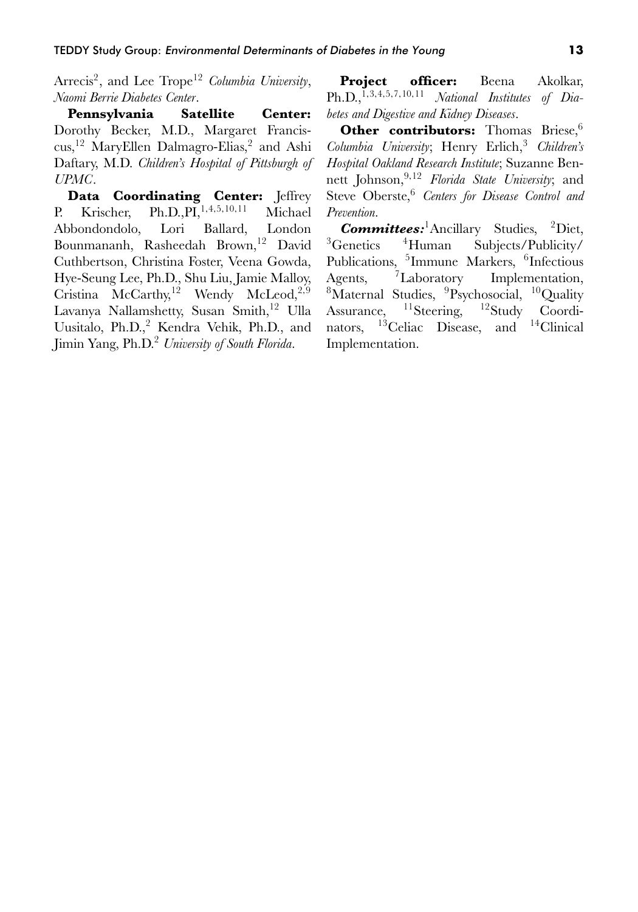Arrecis[2], and Lee Trope[12] *Columbia University, Naomi Berrie Diabetes Center*.

**Pennsylvania Satellite Center:** Dorothy Becker, M.D., Margaret Franciscus,[12] MaryEllen Dalmagro-Elias,[2] and Ashi Daftary, M.D. *Children's Hospital of Pittsburgh of UPMC*.

**Data Coordinating Center:** Jeffrey P. Krischer, Ph.D.,PI,[1,4,5,10,11] Michael Abbondondolo, Lori Ballard, London Bounmananh, Rasheedah Brown,[12] David Cuthbertson, Christina Foster, Veena Gowda, Hye-Seung Lee, Ph.D., Shu Liu, Jamie Malloy, Cristina McCarthy,[12] Wendy McLeod,[2,9] Lavanya Nallamshetty, Susan Smith,[12] Ulla Uusitalo, Ph.D.,[2] Kendra Vehik, Ph.D., and Jimin Yang, Ph.D.[2] *University of South Florida*.

**Project officer:** Beena Akolkar, Ph.D.,[1,3,4,5,7,10,11] *National Institutes of Diabetes and Digestive and Kidney Diseases*.

**Other contributors:** Thomas Briese,[6] *Columbia University*; Henry Erlich,[3] *Children's Hospital Oakland Research Institute*; Suzanne Bennett Johnson,[9,12] *Florida State University*; and Steve Oberste,[6] *Centers for Disease Control and Prevention*.

***Committees:*** [1]Ancillary Studies, [2]Diet, [3]Genetics [4]Human Subjects/Publicity/ Publications, [5]Immune Markers, [6]Infectious Agents, [7]Laboratory Implementation, [8]Maternal Studies, [9]Psychosocial, [10]Quality Assurance, [11]Steering, [12]Study Coordinators, [13]Celiac Disease, and [14]Clinical Implementation.